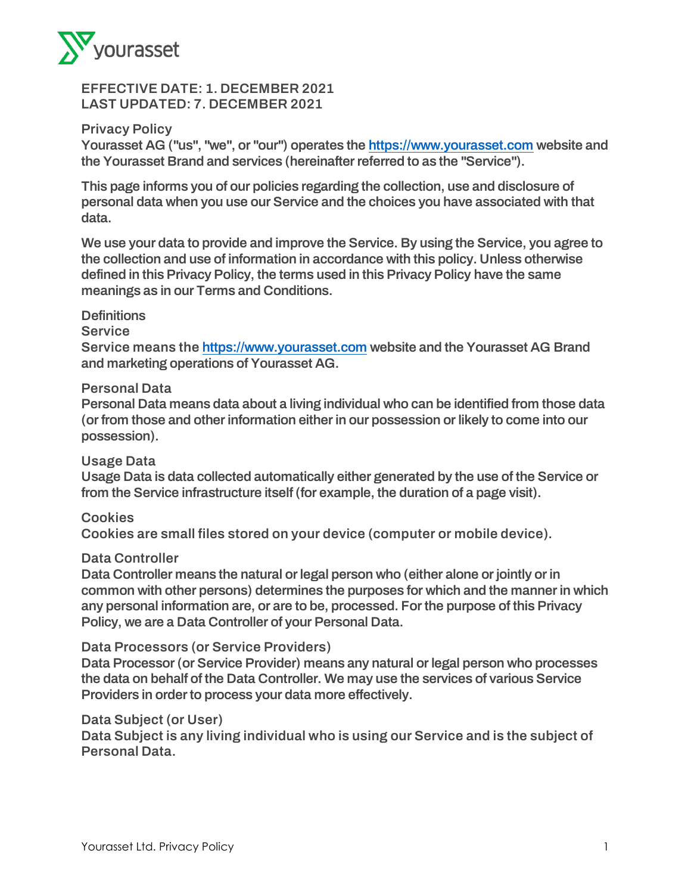**EFFECTIVE DATE: 1. DECEMBER 2021**
**LAST UPDATED: 7. DECEMBER 2021**

## Privacy Policy

**Yourasset AG ("us", "we", or "our") operates the [https://www.yourasset.com](https://www.yourasset.com) website and the Yourasset Brand and services (hereinafter referred to as the "Service").**

**This page informs you of our policies regarding the collection, use and disclosure of personal data when you use our Service and the choices you have associated with that data.**

**We use your data to provide and improve the Service. By using the Service, you agree to the collection and use of information in accordance with this policy. Unless otherwise defined in this Privacy Policy, the terms used in this Privacy Policy have the same meanings as in our Terms and Conditions.**

## Definitions

### Service

**Service means the [https://www.yourasset.com](https://www.yourasset.com) website and the Yourasset AG Brand and marketing operations of Yourasset AG.**

### Personal Data

**Personal Data means data about a living individual who can be identified from those data (or from those and other information either in our possession or likely to come into our possession).**

### Usage Data

**Usage Data is data collected automatically either generated by the use of the Service or from the Service infrastructure itself (for example, the duration of a page visit).**

### Cookies

**Cookies are small files stored on your device (computer or mobile device).**

### Data Controller

**Data Controller means the natural or legal person who (either alone or jointly or in common with other persons) determines the purposes for which and the manner in which any personal information are, or are to be, processed. For the purpose of this Privacy Policy, we are a Data Controller of your Personal Data.**

### Data Processors (or Service Providers)

**Data Processor (or Service Provider) means any natural or legal person who processes the data on behalf of the Data Controller. We may use the services of various Service Providers in order to process your data more effectively.**

### Data Subject (or User)

**Data Subject is any living individual who is using our Service and is the subject of Personal Data.**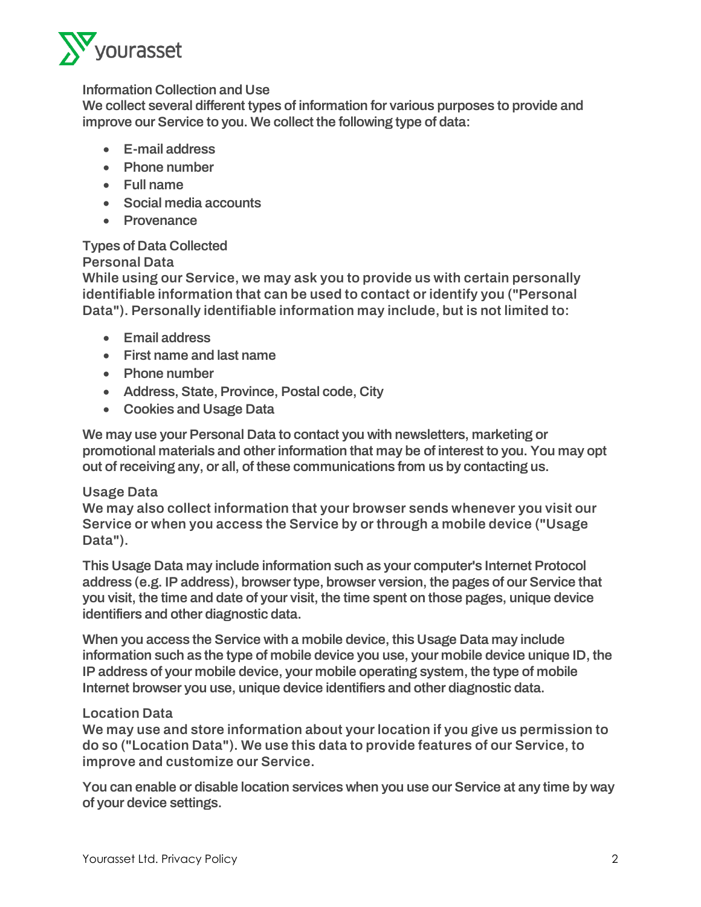## Information Collection and Use

We collect several different types of information for various purposes to provide and improve our Service to you. We collect the following type of data:

- E-mail address
- Phone number
- Full name
- Social media accounts
- Provenance

## Types of Data Collected

### Personal Data

While using our Service, we may ask you to provide us with certain personally identifiable information that can be used to contact or identify you ("Personal Data"). Personally identifiable information may include, but is not limited to:

- Email address
- First name and last name
- Phone number
- Address, State, Province, Postal code, City
- Cookies and Usage Data

We may use your Personal Data to contact you with newsletters, marketing or promotional materials and other information that may be of interest to you. You may opt out of receiving any, or all, of these communications from us by contacting us.

### Usage Data

We may also collect information that your browser sends whenever you visit our Service or when you access the Service by or through a mobile device ("Usage Data").

This Usage Data may include information such as your computer's Internet Protocol address (e.g. IP address), browser type, browser version, the pages of our Service that you visit, the time and date of your visit, the time spent on those pages, unique device identifiers and other diagnostic data.

When you access the Service with a mobile device, this Usage Data may include information such as the type of mobile device you use, your mobile device unique ID, the IP address of your mobile device, your mobile operating system, the type of mobile Internet browser you use, unique device identifiers and other diagnostic data.

### Location Data

We may use and store information about your location if you give us permission to do so ("Location Data"). We use this data to provide features of our Service, to improve and customize our Service.

You can enable or disable location services when you use our Service at any time by way of your device settings.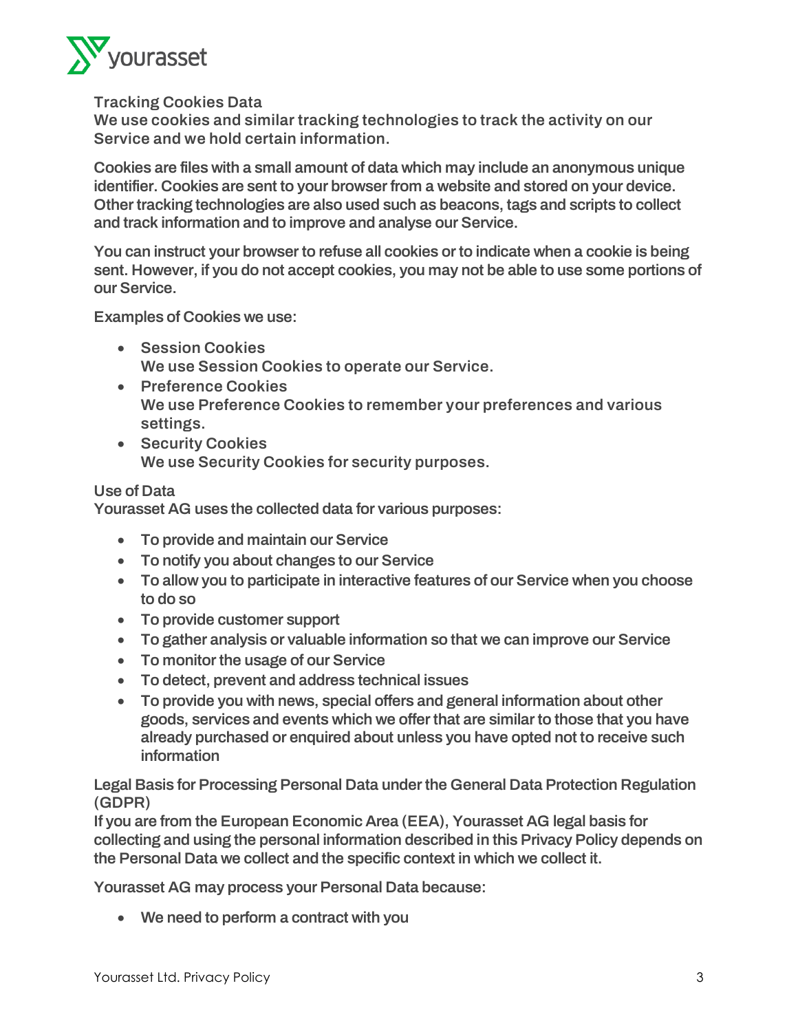### Tracking Cookies Data

We use cookies and similar tracking technologies to track the activity on our Service and we hold certain information.

Cookies are files with a small amount of data which may include an anonymous unique identifier. Cookies are sent to your browser from a website and stored on your device. Other tracking technologies are also used such as beacons, tags and scripts to collect and track information and to improve and analyse our Service.

You can instruct your browser to refuse all cookies or to indicate when a cookie is being sent. However, if you do not accept cookies, you may not be able to use some portions of our Service.

Examples of Cookies we use:

- Session Cookies
  We use Session Cookies to operate our Service.
- Preference Cookies
  We use Preference Cookies to remember your preferences and various settings.
- Security Cookies
  We use Security Cookies for security purposes.

### Use of Data

Yourasset AG uses the collected data for various purposes:

- To provide and maintain our Service
- To notify you about changes to our Service
- To allow you to participate in interactive features of our Service when you choose to do so
- To provide customer support
- To gather analysis or valuable information so that we can improve our Service
- To monitor the usage of our Service
- To detect, prevent and address technical issues
- To provide you with news, special offers and general information about other goods, services and events which we offer that are similar to those that you have already purchased or enquired about unless you have opted not to receive such information

### Legal Basis for Processing Personal Data under the General Data Protection Regulation (GDPR)

If you are from the European Economic Area (EEA), Yourasset AG legal basis for collecting and using the personal information described in this Privacy Policy depends on the Personal Data we collect and the specific context in which we collect it.

Yourasset AG may process your Personal Data because:

- We need to perform a contract with you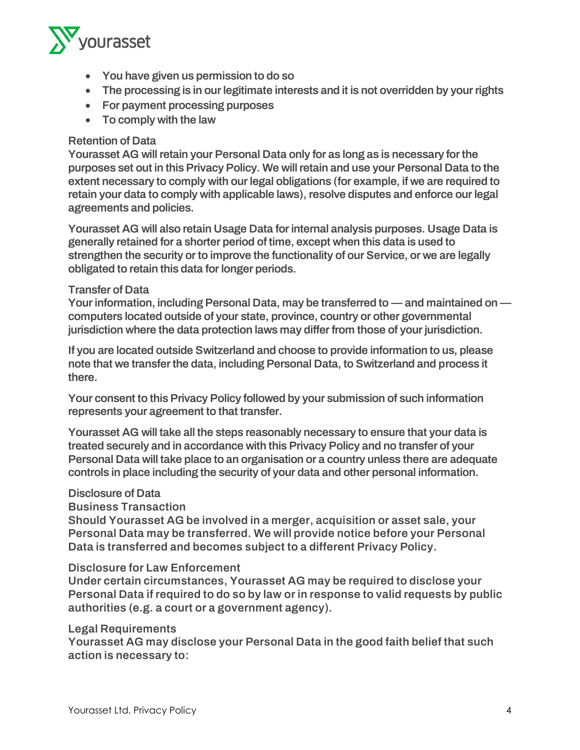- You have given us permission to do so
- The processing is in our legitimate interests and it is not overridden by your rights
- For payment processing purposes
- To comply with the law

### Retention of Data

Yourasset AG will retain your Personal Data only for as long as is necessary for the purposes set out in this Privacy Policy. We will retain and use your Personal Data to the extent necessary to comply with our legal obligations (for example, if we are required to retain your data to comply with applicable laws), resolve disputes and enforce our legal agreements and policies.

Yourasset AG will also retain Usage Data for internal analysis purposes. Usage Data is generally retained for a shorter period of time, except when this data is used to strengthen the security or to improve the functionality of our Service, or we are legally obligated to retain this data for longer periods.

### Transfer of Data

Your information, including Personal Data, may be transferred to — and maintained on — computers located outside of your state, province, country or other governmental jurisdiction where the data protection laws may differ from those of your jurisdiction.

If you are located outside Switzerland and choose to provide information to us, please note that we transfer the data, including Personal Data, to Switzerland and process it there.

Your consent to this Privacy Policy followed by your submission of such information represents your agreement to that transfer.

Yourasset AG will take all the steps reasonably necessary to ensure that your data is treated securely and in accordance with this Privacy Policy and no transfer of your Personal Data will take place to an organisation or a country unless there are adequate controls in place including the security of your data and other personal information.

### Disclosure of Data

#### Business Transaction

Should Yourasset AG be involved in a merger, acquisition or asset sale, your Personal Data may be transferred. We will provide notice before your Personal Data is transferred and becomes subject to a different Privacy Policy.

#### Disclosure for Law Enforcement

Under certain circumstances, Yourasset AG may be required to disclose your Personal Data if required to do so by law or in response to valid requests by public authorities (e.g. a court or a government agency).

#### Legal Requirements

Yourasset AG may disclose your Personal Data in the good faith belief that such action is necessary to: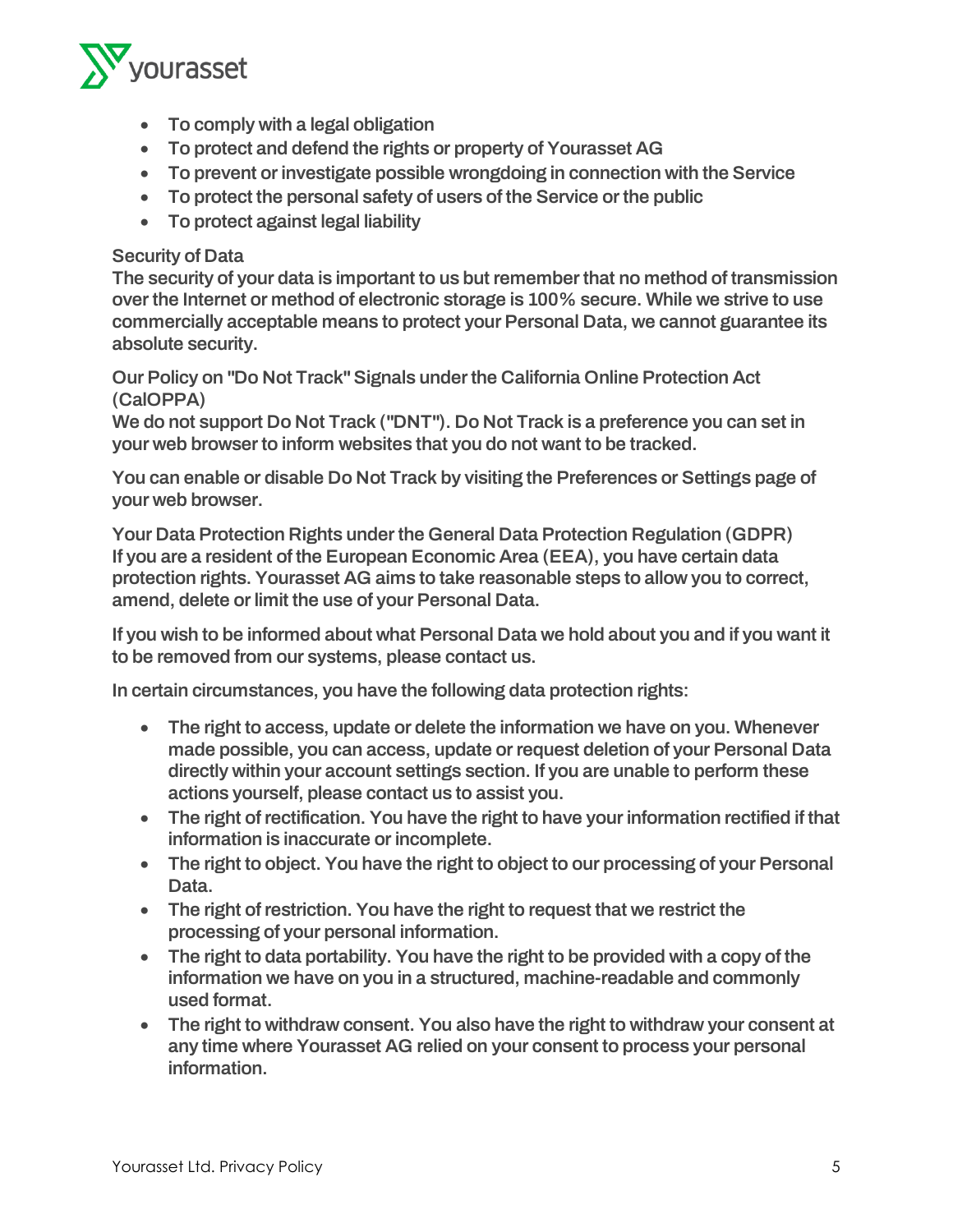- To comply with a legal obligation
- To protect and defend the rights or property of Yourasset AG
- To prevent or investigate possible wrongdoing in connection with the Service
- To protect the personal safety of users of the Service or the public
- To protect against legal liability

## Security of Data

The security of your data is important to us but remember that no method of transmission over the Internet or method of electronic storage is 100% secure. While we strive to use commercially acceptable means to protect your Personal Data, we cannot guarantee its absolute security.

## Our Policy on "Do Not Track" Signals under the California Online Protection Act (CalOPPA)

We do not support Do Not Track ("DNT"). Do Not Track is a preference you can set in your web browser to inform websites that you do not want to be tracked.

You can enable or disable Do Not Track by visiting the Preferences or Settings page of your web browser.

## Your Data Protection Rights under the General Data Protection Regulation (GDPR)

If you are a resident of the European Economic Area (EEA), you have certain data protection rights. Yourasset AG aims to take reasonable steps to allow you to correct, amend, delete or limit the use of your Personal Data.

If you wish to be informed about what Personal Data we hold about you and if you want it to be removed from our systems, please contact us.

In certain circumstances, you have the following data protection rights:

- The right to access, update or delete the information we have on you. Whenever made possible, you can access, update or request deletion of your Personal Data directly within your account settings section. If you are unable to perform these actions yourself, please contact us to assist you.
- The right of rectification. You have the right to have your information rectified if that information is inaccurate or incomplete.
- The right to object. You have the right to object to our processing of your Personal Data.
- The right of restriction. You have the right to request that we restrict the processing of your personal information.
- The right to data portability. You have the right to be provided with a copy of the information we have on you in a structured, machine-readable and commonly used format.
- The right to withdraw consent. You also have the right to withdraw your consent at any time where Yourasset AG relied on your consent to process your personal information.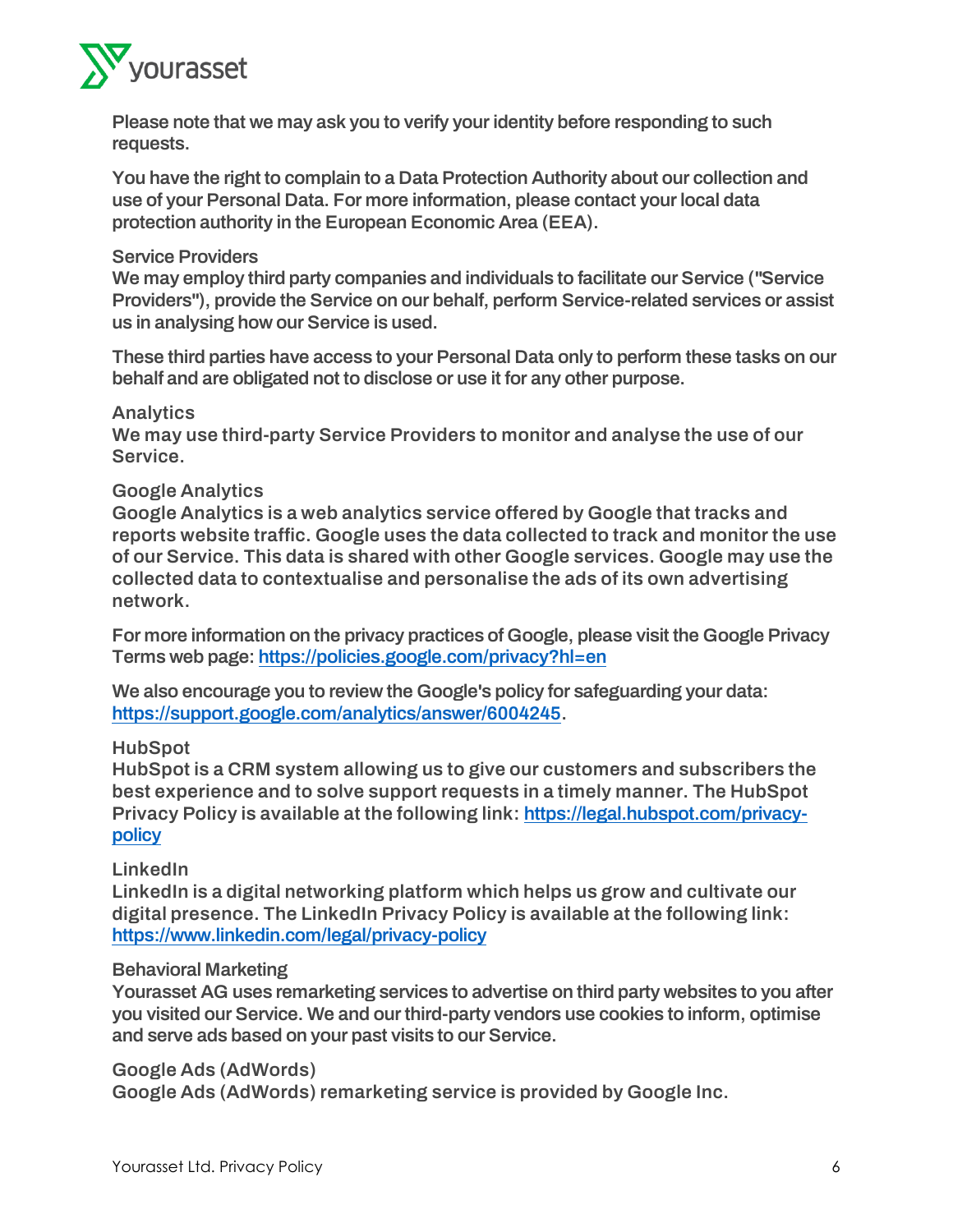Please note that we may ask you to verify your identity before responding to such requests.

You have the right to complain to a Data Protection Authority about our collection and use of your Personal Data. For more information, please contact your local data protection authority in the European Economic Area (EEA).

### Service Providers

We may employ third party companies and individuals to facilitate our Service ("Service Providers"), provide the Service on our behalf, perform Service-related services or assist us in analysing how our Service is used.

These third parties have access to your Personal Data only to perform these tasks on our behalf and are obligated not to disclose or use it for any other purpose.

### Analytics

We may use third-party Service Providers to monitor and analyse the use of our Service.

### Google Analytics

Google Analytics is a web analytics service offered by Google that tracks and reports website traffic. Google uses the data collected to track and monitor the use of our Service. This data is shared with other Google services. Google may use the collected data to contextualise and personalise the ads of its own advertising network.

For more information on the privacy practices of Google, please visit the Google Privacy Terms web page: [https://policies.google.com/privacy?hl=en](https://policies.google.com/privacy?hl=en)

We also encourage you to review the Google's policy for safeguarding your data: [https://support.google.com/analytics/answer/6004245](https://support.google.com/analytics/answer/6004245).

### HubSpot

HubSpot is a CRM system allowing us to give our customers and subscribers the best experience and to solve support requests in a timely manner. The HubSpot Privacy Policy is available at the following link: [https://legal.hubspot.com/privacy-policy](https://legal.hubspot.com/privacy-policy)

### LinkedIn

LinkedIn is a digital networking platform which helps us grow and cultivate our digital presence. The LinkedIn Privacy Policy is available at the following link: [https://www.linkedin.com/legal/privacy-policy](https://www.linkedin.com/legal/privacy-policy)

### Behavioral Marketing

Yourasset AG uses remarketing services to advertise on third party websites to you after you visited our Service. We and our third-party vendors use cookies to inform, optimise and serve ads based on your past visits to our Service.

### Google Ads (AdWords)

Google Ads (AdWords) remarketing service is provided by Google Inc.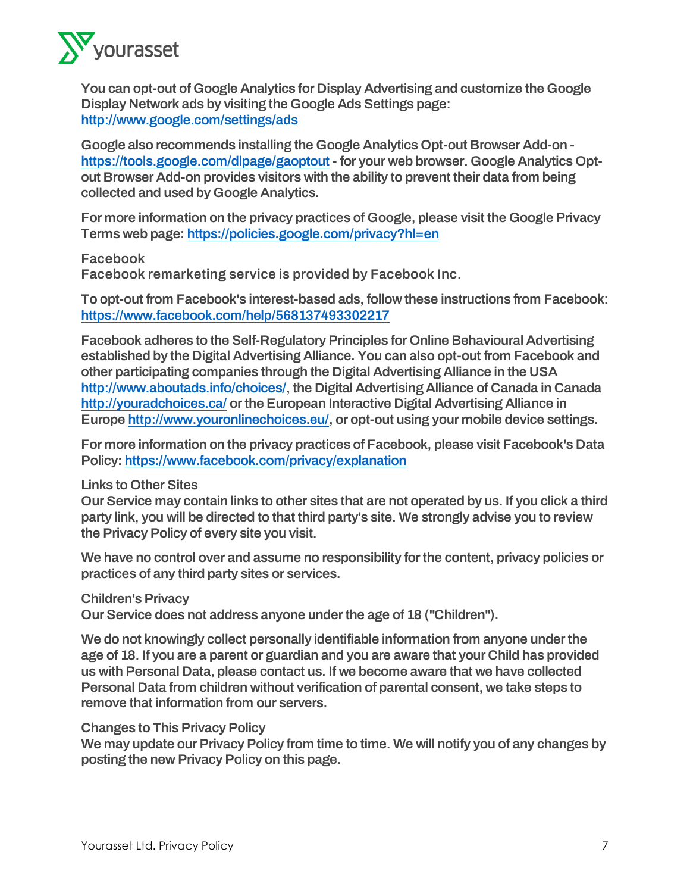You can opt-out of Google Analytics for Display Advertising and customize the Google Display Network ads by visiting the Google Ads Settings page: http://www.google.com/settings/ads

Google also recommends installing the Google Analytics Opt-out Browser Add-on - https://tools.google.com/dlpage/gaoptout - for your web browser. Google Analytics Opt-out Browser Add-on provides visitors with the ability to prevent their data from being collected and used by Google Analytics.

For more information on the privacy practices of Google, please visit the Google Privacy Terms web page: https://policies.google.com/privacy?hl=en

### Facebook

Facebook remarketing service is provided by Facebook Inc.

To opt-out from Facebook's interest-based ads, follow these instructions from Facebook: https://www.facebook.com/help/568137493302217

Facebook adheres to the Self-Regulatory Principles for Online Behavioural Advertising established by the Digital Advertising Alliance. You can also opt-out from Facebook and other participating companies through the Digital Advertising Alliance in the USA http://www.aboutads.info/choices/, the Digital Advertising Alliance of Canada in Canada http://youradchoices.ca/ or the European Interactive Digital Advertising Alliance in Europe http://www.youronlinechoices.eu/, or opt-out using your mobile device settings.

For more information on the privacy practices of Facebook, please visit Facebook's Data Policy: https://www.facebook.com/privacy/explanation

## Links to Other Sites

Our Service may contain links to other sites that are not operated by us. If you click a third party link, you will be directed to that third party's site. We strongly advise you to review the Privacy Policy of every site you visit.

We have no control over and assume no responsibility for the content, privacy policies or practices of any third party sites or services.

## Children's Privacy

Our Service does not address anyone under the age of 18 ("Children").

We do not knowingly collect personally identifiable information from anyone under the age of 18. If you are a parent or guardian and you are aware that your Child has provided us with Personal Data, please contact us. If we become aware that we have collected Personal Data from children without verification of parental consent, we take steps to remove that information from our servers.

## Changes to This Privacy Policy

We may update our Privacy Policy from time to time. We will notify you of any changes by posting the new Privacy Policy on this page.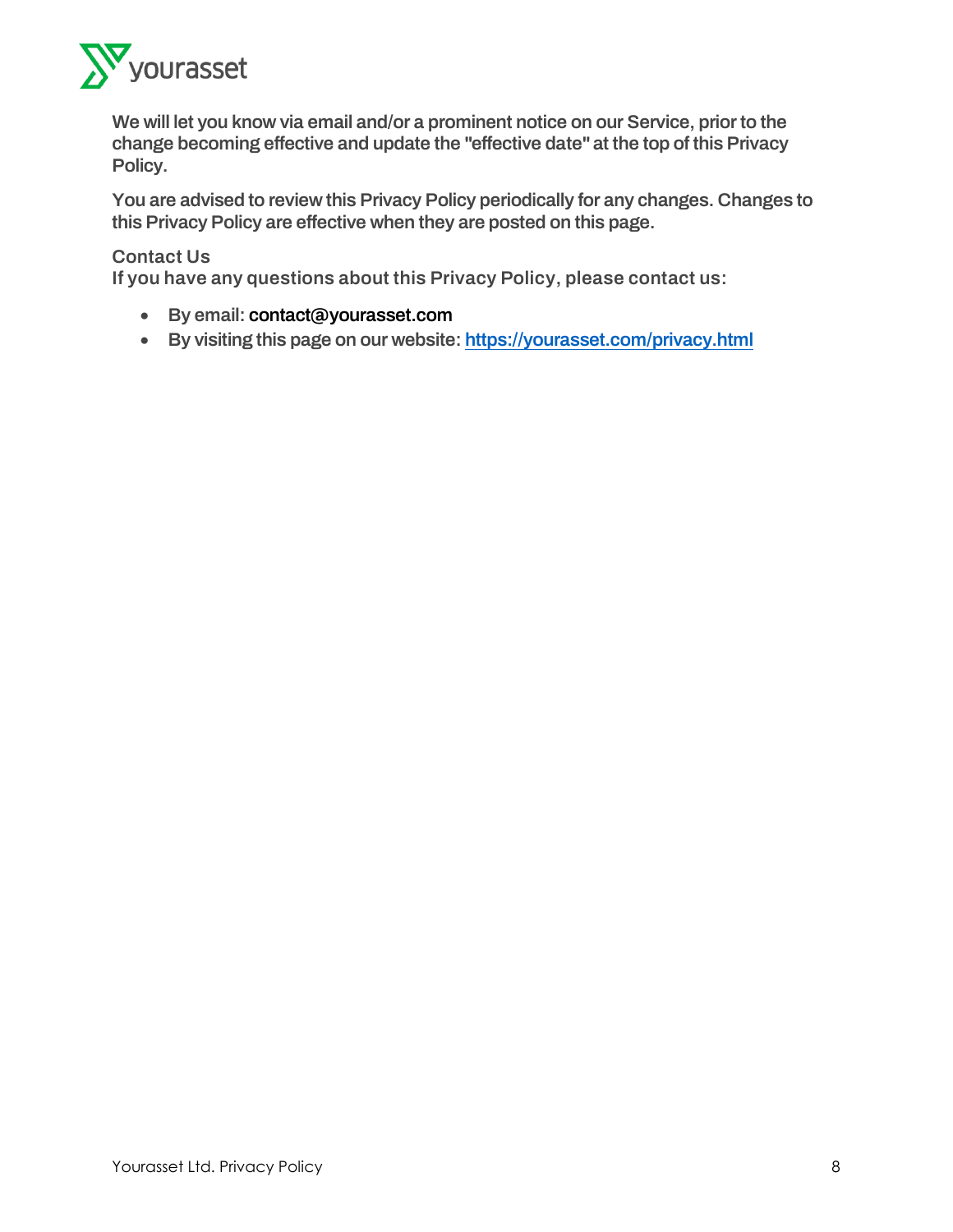We will let you know via email and/or a prominent notice on our Service, prior to the change becoming effective and update the "effective date" at the top of this Privacy Policy.

You are advised to review this Privacy Policy periodically for any changes. Changes to this Privacy Policy are effective when they are posted on this page.

## Contact Us

If you have any questions about this Privacy Policy, please contact us:

- By email: contact@yourasset.com
- By visiting this page on our website: https://yourasset.com/privacy.html